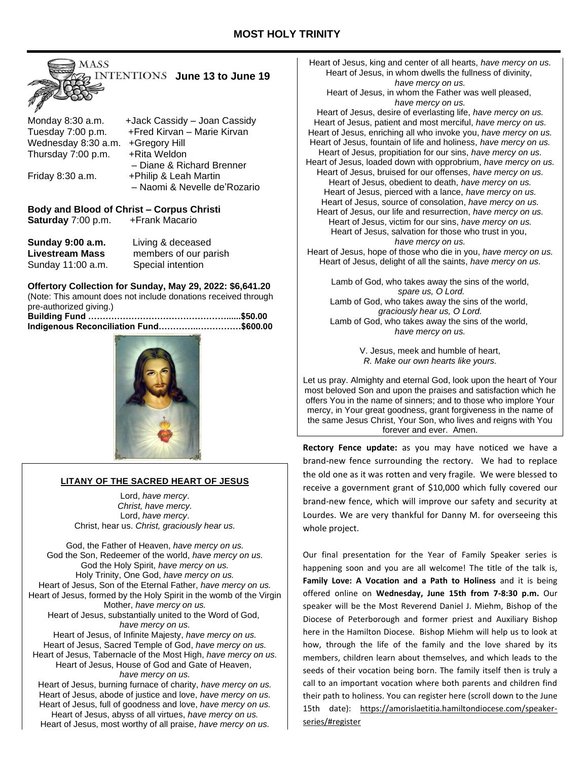# MOST HOLY TRINITY

## MASS INTENTIONS June 13 to June 19

| | |
|---|---|
| Monday 8:30 a.m. | +Jack Cassidy – Joan Cassidy |
| Tuesday 7:00 p.m. | +Fred Kirvan – Marie Kirvan |
| Wednesday 8:30 a.m. | +Gregory Hill |
| Thursday 7:00 p.m. | +Rita Weldon – Diane & Richard Brenner |
| Friday 8:30 a.m. | +Philip & Leah Martin – Naomi & Nevelle de'Rozario |

**Body and Blood of Christ – Corpus Christi**
**Saturday** 7:00 p.m. +Frank Macario

**Sunday 9:00 a.m.** Living & deceased
**Livestream Mass** members of our parish
Sunday 11:00 a.m. Special intention

**Offertory Collection for Sunday, May 29, 2022: $6,641.20**
(Note: This amount does not include donations received through pre-authorized giving.)
**Building Fund ……………………………………………......$50.00**
**Indigenous Reconciliation Fund…………..……………$600.00**

### LITANY OF THE SACRED HEART OF JESUS

Lord, *have mercy*.
*Christ, have mercy.*
Lord, *have mercy*.
Christ, hear us. *Christ, graciously hear us.*

God, the Father of Heaven, *have mercy on us.*
God the Son, Redeemer of the world, *have mercy on us.*
God the Holy Spirit, *have mercy on us.*
Holy Trinity, One God, *have mercy on us.*
Heart of Jesus, Son of the Eternal Father, *have mercy on us.*
Heart of Jesus, formed by the Holy Spirit in the womb of the Virgin Mother, *have mercy on us.*
Heart of Jesus, substantially united to the Word of God, *have mercy on us.*
Heart of Jesus, of Infinite Majesty, *have mercy on us.*
Heart of Jesus, Sacred Temple of God, *have mercy on us.*
Heart of Jesus, Tabernacle of the Most High, *have mercy on us.*
Heart of Jesus, House of God and Gate of Heaven, *have mercy on us.*
Heart of Jesus, burning furnace of charity, *have mercy on us.*
Heart of Jesus, abode of justice and love, *have mercy on us.*
Heart of Jesus, full of goodness and love, *have mercy on us.*
Heart of Jesus, abyss of all virtues, *have mercy on us.*
Heart of Jesus, most worthy of all praise, *have mercy on us.*
Heart of Jesus, king and center of all hearts, *have mercy on us.*
Heart of Jesus, in whom dwells the fullness of divinity, *have mercy on us.*
Heart of Jesus, in whom the Father was well pleased, *have mercy on us.*
Heart of Jesus, desire of everlasting life, *have mercy on us.*
Heart of Jesus, patient and most merciful, *have mercy on us.*
Heart of Jesus, enriching all who invoke you, *have mercy on us.*
Heart of Jesus, fountain of life and holiness, *have mercy on us.*
Heart of Jesus, propitiation for our sins, *have mercy on us.*
Heart of Jesus, loaded down with opprobrium, *have mercy on us.*
Heart of Jesus, bruised for our offenses, *have mercy on us.*
Heart of Jesus, obedient to death, *have mercy on us.*
Heart of Jesus, pierced with a lance, *have mercy on us.*
Heart of Jesus, source of consolation, *have mercy on us.*
Heart of Jesus, our life and resurrection, *have mercy on us.*
Heart of Jesus, victim for our sins, *have mercy on us.*
Heart of Jesus, salvation for those who trust in you, *have mercy on us.*
Heart of Jesus, hope of those who die in you, *have mercy on us.*
Heart of Jesus, delight of all the saints, *have mercy on us.*

Lamb of God, who takes away the sins of the world, *spare us, O Lord.*
Lamb of God, who takes away the sins of the world, *graciously hear us, O Lord.*
Lamb of God, who takes away the sins of the world, *have mercy on us.*

V. Jesus, meek and humble of heart,
*R. Make our own hearts like yours.*

Let us pray. Almighty and eternal God, look upon the heart of Your most beloved Son and upon the praises and satisfaction which he offers You in the name of sinners; and to those who implore Your mercy, in Your great goodness, grant forgiveness in the name of the same Jesus Christ, Your Son, who lives and reigns with You forever and ever. Amen.

**Rectory Fence update:** as you may have noticed we have a brand-new fence surrounding the rectory. We had to replace the old one as it was rotten and very fragile. We were blessed to receive a government grant of $10,000 which fully covered our brand-new fence, which will improve our safety and security at Lourdes. We are very thankful for Danny M. for overseeing this whole project.

Our final presentation for the Year of Family Speaker series is happening soon and you are all welcome! The title of the talk is, **Family Love: A Vocation and a Path to Holiness** and it is being offered online on **Wednesday, June 15th from 7-8:30 p.m.** Our speaker will be the Most Reverend Daniel J. Miehm, Bishop of the Diocese of Peterborough and former priest and Auxiliary Bishop here in the Hamilton Diocese. Bishop Miehm will help us to look at how, through the life of the family and the love shared by its members, children learn about themselves, and which leads to the seeds of their vocation being born. The family itself then is truly a call to an important vocation where both parents and children find their path to holiness. You can register here (scroll down to the June 15th date): https://amorislaetitia.hamiltondiocese.com/speaker-series/#register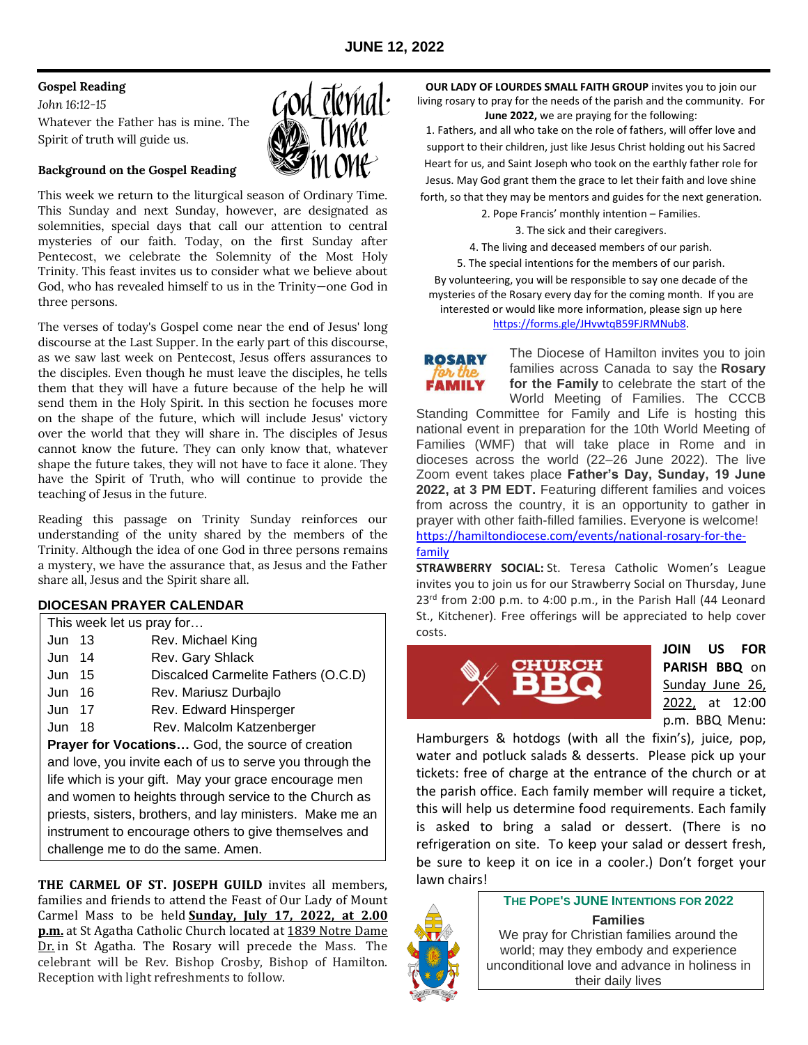# JUNE 12, 2022

**Gospel Reading**

*John 16:12–15*

Whatever the Father has is mine. The Spirit of truth will guide us.

God eternal: Three in one

**Background on the Gospel Reading**

This week we return to the liturgical season of Ordinary Time. This Sunday and next Sunday, however, are designated as solemnities, special days that call our attention to central mysteries of our faith. Today, on the first Sunday after Pentecost, we celebrate the Solemnity of the Most Holy Trinity. This feast invites us to consider what we believe about God, who has revealed himself to us in the Trinity—one God in three persons.

The verses of today's Gospel come near the end of Jesus' long discourse at the Last Supper. In the early part of this discourse, as we saw last week on Pentecost, Jesus offers assurances to the disciples. Even though he must leave the disciples, he tells them that they will have a future because of the help he will send them in the Holy Spirit. In this section he focuses more on the shape of the future, which will include Jesus' victory over the world that they will share in. The disciples of Jesus cannot know the future. They can only know that, whatever shape the future takes, they will not have to face it alone. They have the Spirit of Truth, who will continue to provide the teaching of Jesus in the future.

Reading this passage on Trinity Sunday reinforces our understanding of the unity shared by the members of the Trinity. Although the idea of one God in three persons remains a mystery, we have the assurance that, as Jesus and the Father share all, Jesus and the Spirit share all.

## DIOCESAN PRAYER CALENDAR

This week let us pray for…

| | |
|---|---|
| Jun 13 | Rev. Michael King |
| Jun 14 | Rev. Gary Shlack |
| Jun 15 | Discalced Carmelite Fathers (O.C.D) |
| Jun 16 | Rev. Mariusz Durbajlo |
| Jun 17 | Rev. Edward Hinsperger |
| Jun 18 | Rev. Malcolm Katzenberger |

**Prayer for Vocations…** God, the source of creation and love, you invite each of us to serve you through the life which is your gift. May your grace encourage men and women to heights through service to the Church as priests, sisters, brothers, and lay ministers. Make me an instrument to encourage others to give themselves and challenge me to do the same. Amen.

**THE CARMEL OF ST. JOSEPH GUILD** invites all members, families and friends to attend the Feast of Our Lady of Mount Carmel Mass to be held **Sunday, July 17, 2022, at 2.00 p.m.** at St Agatha Catholic Church located at 1839 Notre Dame Dr. in St Agatha. The Rosary will precede the Mass. The celebrant will be Rev. Bishop Crosby, Bishop of Hamilton. Reception with light refreshments to follow.

**OUR LADY OF LOURDES SMALL FAITH GROUP** invites you to join our living rosary to pray for the needs of the parish and the community. For **June 2022,** we are praying for the following:

1. Fathers, and all who take on the role of fathers, will offer love and support to their children, just like Jesus Christ holding out his Sacred Heart for us, and Saint Joseph who took on the earthly father role for Jesus. May God grant them the grace to let their faith and love shine forth, so that they may be mentors and guides for the next generation.
2. Pope Francis' monthly intention – Families.
3. The sick and their caregivers.
4. The living and deceased members of our parish.
5. The special intentions for the members of our parish.

By volunteering, you will be responsible to say one decade of the mysteries of the Rosary every day for the coming month. If you are interested or would like more information, please sign up here https://forms.gle/JHvwtqB59FJRMNub8.

ROSARY for the FAMILY

The Diocese of Hamilton invites you to join families across Canada to say the **Rosary for the Family** to celebrate the start of the World Meeting of Families. The CCCB Standing Committee for Family and Life is hosting this national event in preparation for the 10th World Meeting of Families (WMF) that will take place in Rome and in dioceses across the world (22–26 June 2022). The live Zoom event takes place **Father's Day, Sunday, 19 June 2022, at 3 PM EDT.** Featuring different families and voices from across the country, it is an opportunity to gather in prayer with other faith-filled families. Everyone is welcome! https://hamiltondiocese.com/events/national-rosary-for-the-family

**STRAWBERRY SOCIAL:** St. Teresa Catholic Women's League invites you to join us for our Strawberry Social on Thursday, June 23rd from 2:00 p.m. to 4:00 p.m., in the Parish Hall (44 Leonard St., Kitchener). Free offerings will be appreciated to help cover costs.

CHURCH BBQ

**JOIN US FOR PARISH BBQ** on Sunday June 26, 2022, at 12:00 p.m. BBQ Menu: Hamburgers & hotdogs (with all the fixin's), juice, pop, water and potluck salads & desserts. Please pick up your tickets: free of charge at the entrance of the church or at the parish office. Each family member will require a ticket, this will help us determine food requirements. Each family is asked to bring a salad or dessert. (There is no refrigeration on site. To keep your salad or dessert fresh, be sure to keep it on ice in a cooler.) Don't forget your lawn chairs!

**THE POPE'S JUNE INTENTIONS FOR 2022**

**Families**

We pray for Christian families around the world; may they embody and experience unconditional love and advance in holiness in their daily lives